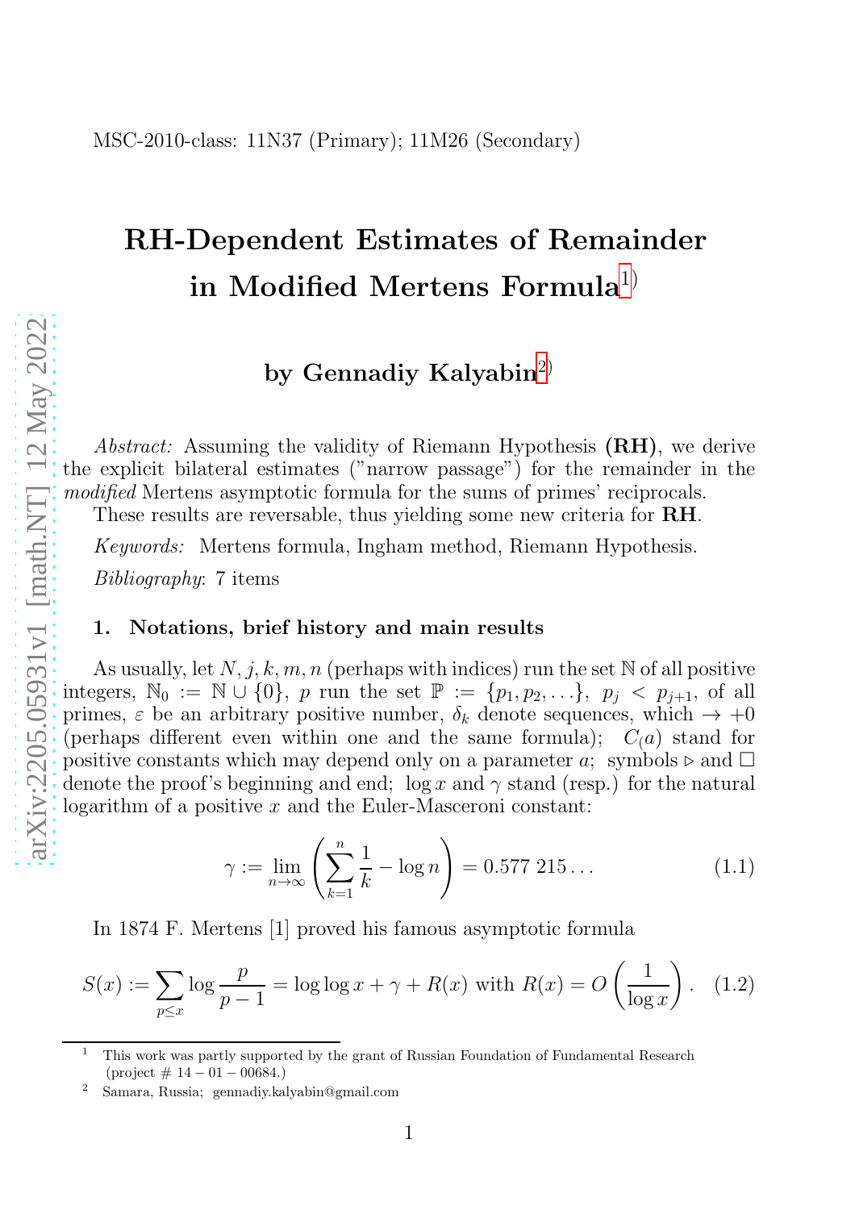MSC-2010-class: 11N37 (Primary); 11M26 (Secondary)

# RH-Dependent Estimates of Remainder in Modified Mertens Formula[1)]

**by Gennadiy Kalyabin[2)]**

*Abstract:* Assuming the validity of Riemann Hypothesis **(RH)**, we derive the explicit bilateral estimates (”narrow passage”) for the remainder in the *modified* Mertens asymptotic formula for the sums of primes' reciprocals.

These results are reversable, thus yielding some new criteria for **RH**.

*Keywords:* Mertens formula, Ingham method, Riemann Hypothesis.

*Bibliography*: 7 items

## 1. Notations, brief history and main results

As usually, let $N, j, k, m, n$ (perhaps with indices) run the set $\mathbb{N}$ of all positive integers, $\mathbb{N}_0 := \mathbb{N} \cup \{0\}$, $p$ run the set $\mathbb{P} := \{p_1, p_2, \ldots\}$, $p_j < p_{j+1}$, of all primes, $\varepsilon$ be an arbitrary positive number, $\delta_k$ denote sequences, which $\to +0$ (perhaps different even within one and the same formula); $C_(a)$ stand for positive constants which may depend only on a parameter $a$; symbols $\triangleright$ and $\square$ denote the proof's beginning and end; $\log x$ and $\gamma$ stand (resp.) for the natural logarithm of a positive $x$ and the Euler-Masceroni constant:

$$\gamma := \lim_{n\to\infty} \left( \sum_{k=1}^{n} \frac{1}{k} - \log n \right) = 0.577\,215\ldots \tag{1.1}$$

In 1874 F. Mertens [1] proved his famous asymptotic formula

$$S(x) := \sum_{p\le x} \log \frac{p}{p-1} = \log\log x + \gamma + R(x) \text{ with } R(x) = O\left(\frac{1}{\log x}\right). \tag{1.2}$$

---

1. This work was partly supported by the grant of Russian Foundation of Fundamental Research (project # 14 − 01 − 00684.)
2. Samara, Russia; gennadiy.kalyabin@gmail.com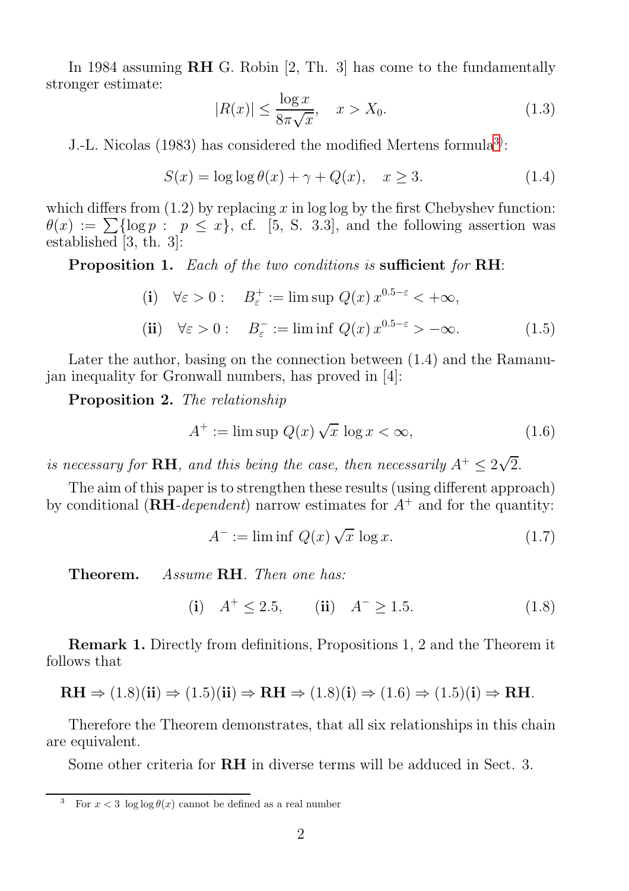In 1984 assuming **RH** G. Robin [2, Th. 3] has come to the fundamentally stronger estimate:

$$|R(x)| \le \frac{\log x}{8\pi\sqrt{x}}, \quad x > X_0. \tag{1.3}$$

J.-L. Nicolas (1983) has considered the modified Mertens formula[3]:

$$S(x) = \log\log\theta(x) + \gamma + Q(x), \quad x \ge 3. \tag{1.4}$$

which differs from (1.2) by replacing $x$ in log log by the first Chebyshev function: $\theta(x) := \sum\{\log p : \ p \le x\}$, cf. [5, S. 3.3], and the following assertion was established [3, th. 3]:

**Proposition 1.** *Each of the two conditions is* **sufficient** *for* **RH**:

$$\begin{aligned} &\textbf{(i)} \quad \forall\varepsilon > 0: \quad B^+_\varepsilon := \limsup\, Q(x)\, x^{0.5-\varepsilon} < +\infty, \\ &\textbf{(ii)} \quad \forall\varepsilon > 0: \quad B^-_\varepsilon := \liminf\, Q(x)\, x^{0.5-\varepsilon} > -\infty. \end{aligned} \tag{1.5}$$

Later the author, basing on the connection between (1.4) and the Ramanujan inequality for Gronwall numbers, has proved in [4]:

**Proposition 2.** *The relationship*

$$A^+ := \limsup\, Q(x)\,\sqrt{x}\,\log x < \infty, \tag{1.6}$$

*is necessary for* **RH**, *and this being the case, then necessarily* $A^+ \le 2\sqrt{2}$.

The aim of this paper is to strengthen these results (using different approach) by conditional (**RH**-*dependent*) narrow estimates for $A^+$ and for the quantity:

$$A^- := \liminf\, Q(x)\,\sqrt{x}\,\log x. \tag{1.7}$$

**Theorem.** *Assume* **RH**. *Then one has:*

$$\textbf{(i)} \quad A^+ \le 2.5, \qquad \textbf{(ii)} \quad A^- \ge 1.5. \tag{1.8}$$

**Remark 1.** Directly from definitions, Propositions 1, 2 and the Theorem it follows that

**RH** $\Rightarrow$ (1.8)(**ii**) $\Rightarrow$ (1.5)(**ii**) $\Rightarrow$ **RH** $\Rightarrow$ (1.8)(**i**) $\Rightarrow$ (1.6) $\Rightarrow$ (1.5)(**i**) $\Rightarrow$ **RH**.

Therefore the Theorem demonstrates, that all six relationships in this chain are equivalent.

Some other criteria for **RH** in diverse terms will be adduced in Sect. 3.

---

[3] For $x < 3$ $\log\log\theta(x)$ cannot be defined as a real number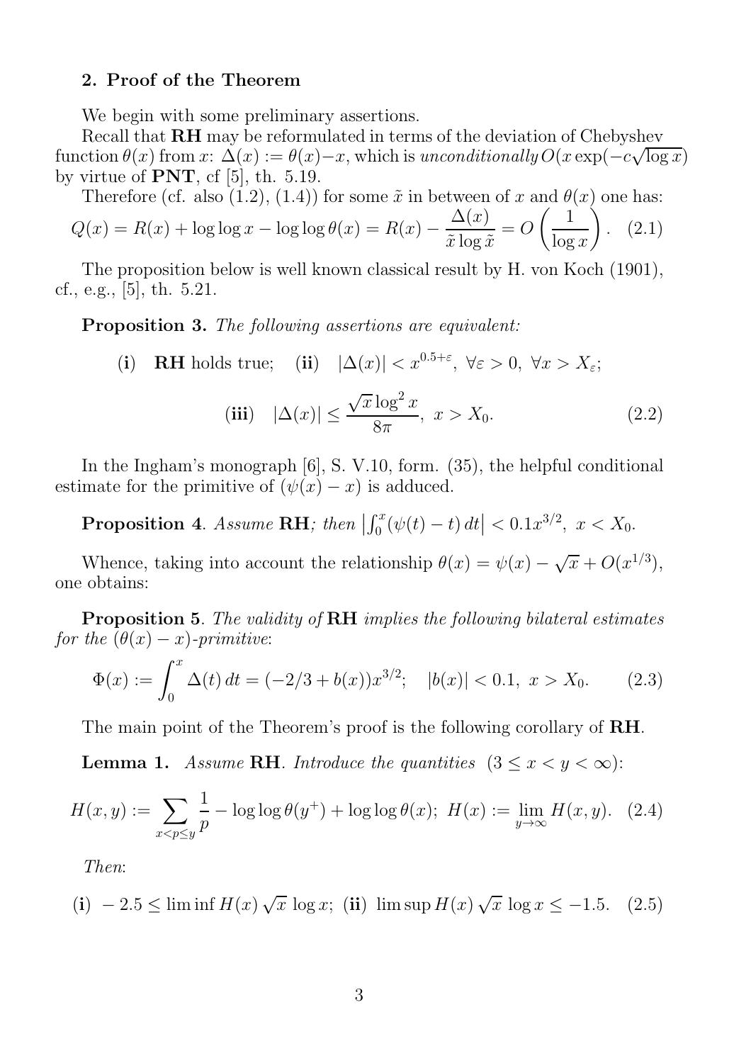## 2. Proof of the Theorem

We begin with some preliminary assertions.

Recall that **RH** may be reformulated in terms of the deviation of Chebyshev function $\theta(x)$ from $x$: $\Delta(x) := \theta(x) - x$, which is *unconditionally* $O(x\exp(-c\sqrt{\log x})$ by virtue of **PNT**, cf [5], th. 5.19.

Therefore (cf. also (1.2), (1.4)) for some $\tilde{x}$ in between of $x$ and $\theta(x)$ one has:

$$Q(x) = R(x) + \log\log x - \log\log\theta(x) = R(x) - \frac{\Delta(x)}{\tilde{x}\log\tilde{x}} = O\left(\frac{1}{\log x}\right). \quad (2.1)$$

The proposition below is well known classical result by H. von Koch (1901), cf., e.g., [5], th. 5.21.

**Proposition 3.** *The following assertions are equivalent:*

$$\textbf{(i)} \quad \textbf{RH} \text{ holds true}; \quad \textbf{(ii)} \quad |\Delta(x)| < x^{0.5+\varepsilon},\ \forall\varepsilon > 0,\ \forall x > X_\varepsilon;$$

$$\textbf{(iii)} \quad |\Delta(x)| \leq \frac{\sqrt{x}\log^2 x}{8\pi},\ x > X_0. \quad (2.2)$$

In the Ingham's monograph [6], S. V.10, form. (35), the helpful conditional estimate for the primitive of $(\psi(x) - x)$ is adduced.

**Proposition 4**. *Assume* **RH**; *then* $\left|\int_0^x (\psi(t) - t)\,dt\right| < 0.1x^{3/2},\ x < X_0.$

Whence, taking into account the relationship $\theta(x) = \psi(x) - \sqrt{x} + O(x^{1/3})$, one obtains:

**Proposition 5**. *The validity of* **RH** *implies the following bilateral estimates for the* $(\theta(x) - x)$*-primitive*:

$$\Phi(x) := \int_0^x \Delta(t)\,dt = (-2/3 + b(x))x^{3/2}; \quad |b(x)| < 0.1,\ x > X_0. \quad (2.3)$$

The main point of the Theorem's proof is the following corollary of **RH**.

**Lemma 1.** *Assume* **RH**. *Introduce the quantities* $(3 \leq x < y < \infty)$:

$$H(x,y) := \sum_{x<p\leq y}\frac{1}{p} - \log\log\theta(y^+) + \log\log\theta(x);\ H(x) := \lim_{y\to\infty} H(x,y). \quad (2.4)$$

*Then*:

$$\textbf{(i)}\ -2.5 \leq \liminf H(x)\sqrt{x}\,\log x;\ \textbf{(ii)}\ \limsup H(x)\sqrt{x}\,\log x \leq -1.5. \quad (2.5)$$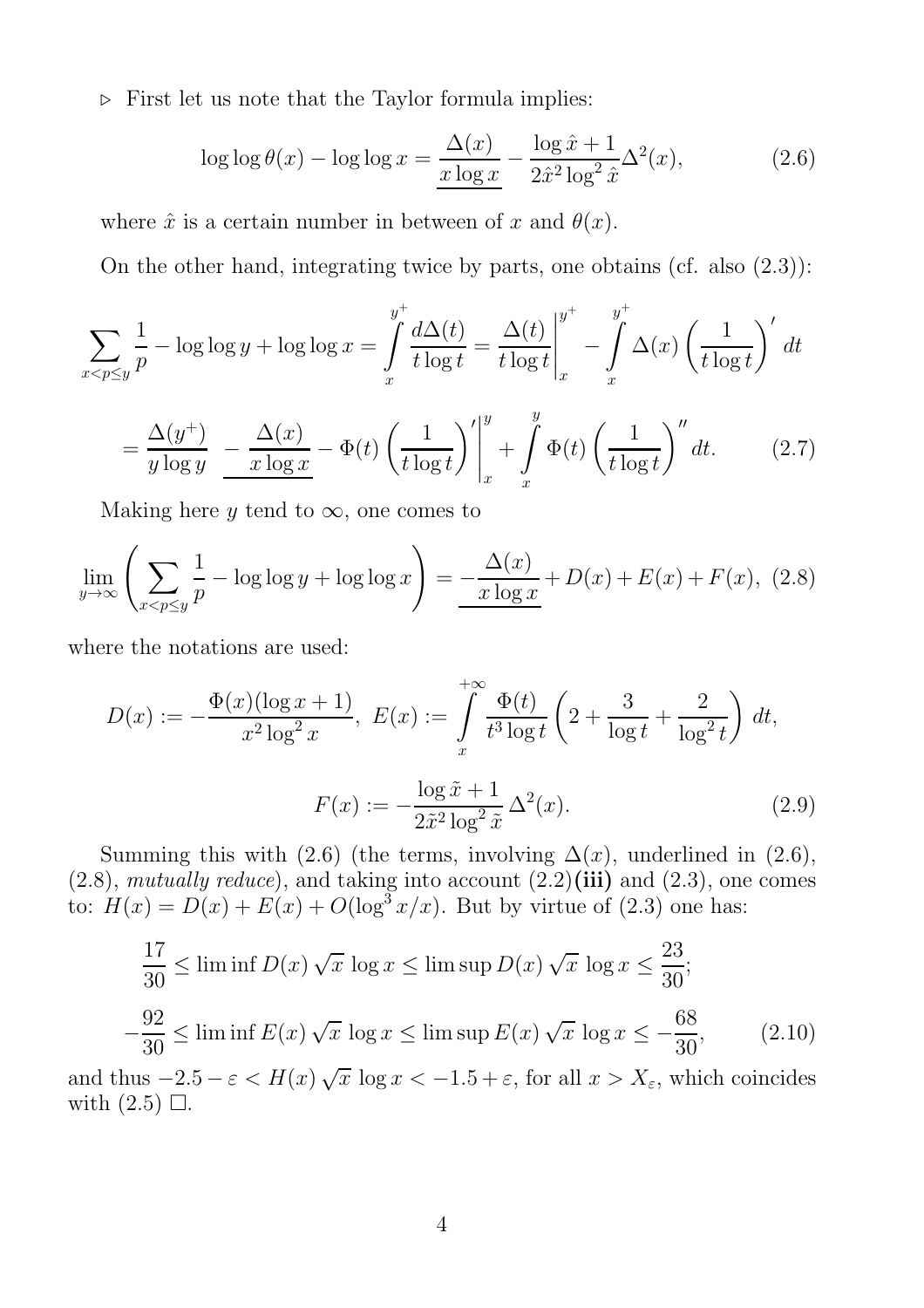▷ First let us note that the Taylor formula implies:

$$\log\log\theta(x) - \log\log x = \underline{\frac{\Delta(x)}{x\log x}} - \frac{\log\hat{x}+1}{2\hat{x}^2\log^2\hat{x}}\Delta^2(x), \tag{2.6}$$

where $\hat{x}$ is a certain number in between of $x$ and $\theta(x)$.

On the other hand, integrating twice by parts, one obtains (cf. also (2.3)):

$$\sum_{x<p\le y}\frac{1}{p} - \log\log y + \log\log x = \int\limits_x^{y^+}\frac{d\Delta(t)}{t\log t} = \left.\frac{\Delta(t)}{t\log t}\right|_x^{y^+} - \int\limits_x^{y^+}\Delta(x)\left(\frac{1}{t\log t}\right)' dt$$

$$= \frac{\Delta(y^+)}{y\log y} \; \underline{-\frac{\Delta(x)}{x\log x}} - \Phi(t)\left.\left(\frac{1}{t\log t}\right)'\right|_x^y + \int\limits_x^y \Phi(t)\left(\frac{1}{t\log t}\right)'' dt. \tag{2.7}$$

Making here $y$ tend to $\infty$, one comes to

$$\lim_{y\to\infty}\left(\sum_{x<p\le y}\frac{1}{p} - \log\log y + \log\log x\right) = \underline{-\frac{\Delta(x)}{x\log x}} + D(x) + E(x) + F(x), \tag{2.8}$$

where the notations are used:

$$D(x) := -\frac{\Phi(x)(\log x+1)}{x^2\log^2 x},\; E(x) := \int\limits_x^{+\infty}\frac{\Phi(t)}{t^3\log t}\left(2 + \frac{3}{\log t} + \frac{2}{\log^2 t}\right) dt,$$

$$F(x) := -\frac{\log\tilde{x}+1}{2\tilde{x}^2\log^2\tilde{x}}\,\Delta^2(x). \tag{2.9}$$

Summing this with (2.6) (the terms, involving $\Delta(x)$, underlined in (2.6), (2.8), *mutually reduce*), and taking into account (2.2)**(iii)** and (2.3), one comes to: $H(x) = D(x) + E(x) + O(\log^3 x/x)$. But by virtue of (2.3) one has:

$$\frac{17}{30} \le \liminf D(x)\sqrt{x}\,\log x \le \limsup D(x)\sqrt{x}\,\log x \le \frac{23}{30};$$

$$-\frac{92}{30} \le \liminf E(x)\sqrt{x}\,\log x \le \limsup E(x)\sqrt{x}\,\log x \le -\frac{68}{30}, \tag{2.10}$$

and thus $-2.5-\varepsilon < H(x)\sqrt{x}\,\log x < -1.5+\varepsilon$, for all $x > X_\varepsilon$, which coincides with (2.5) □.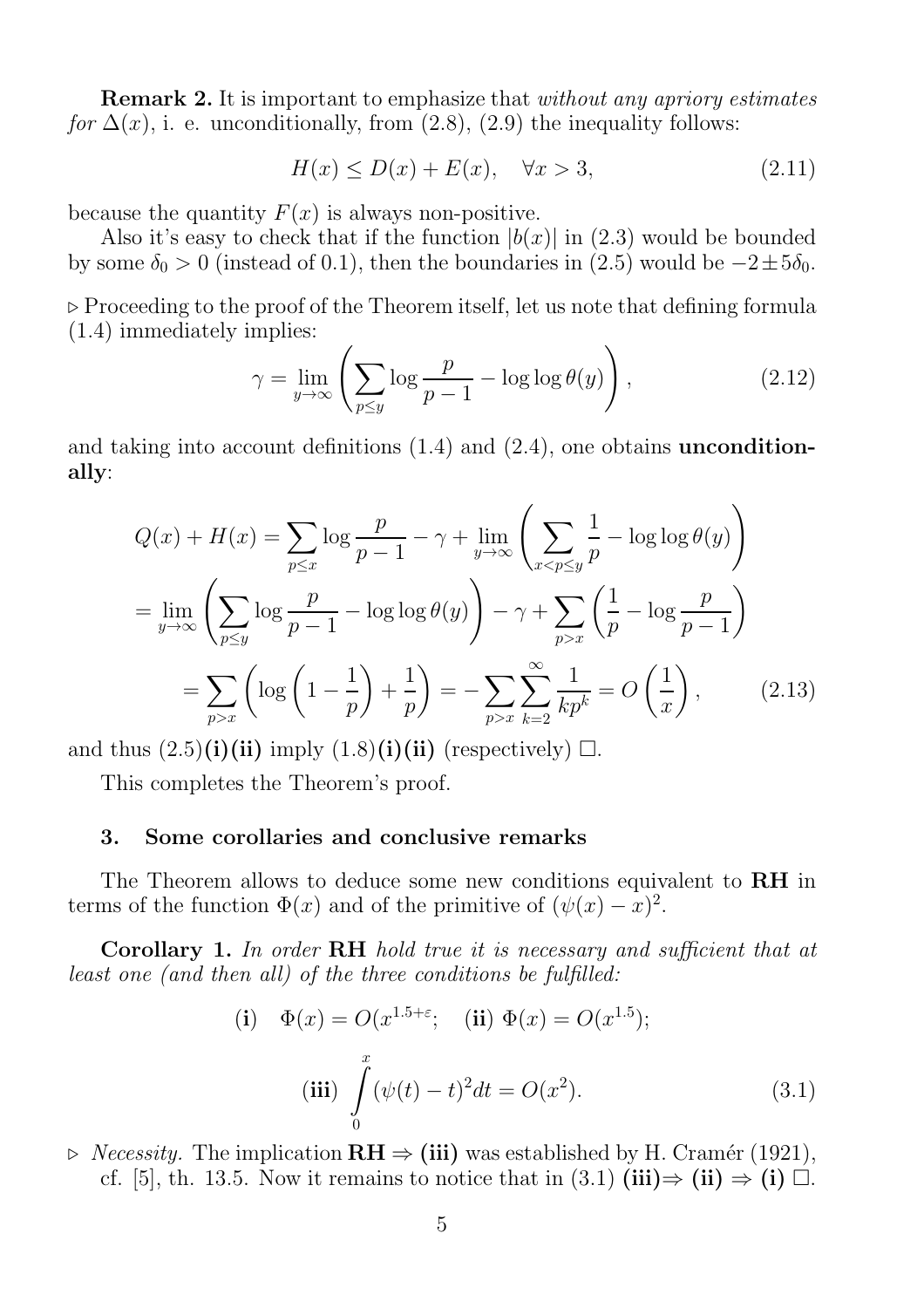**Remark 2.** It is important to emphasize that *without any apriory estimates for* $\Delta(x)$, i. e. unconditionally, from (2.8), (2.9) the inequality follows:

$$H(x) \leq D(x) + E(x), \quad \forall x > 3, \tag{2.11}$$

because the quantity $F(x)$ is always non-positive.

Also it's easy to check that if the function $|b(x)|$ in (2.3) would be bounded by some $\delta_0 > 0$ (instead of 0.1), then the boundaries in (2.5) would be $-2 \pm 5\delta_0$.

$\triangleright$ Proceeding to the proof of the Theorem itself, let us note that defining formula (1.4) immediately implies:

$$\gamma = \lim_{y\to\infty} \left( \sum_{p \leq y} \log \frac{p}{p-1} - \log\log\theta(y) \right), \tag{2.12}$$

and taking into account definitions (1.4) and (2.4), one obtains **unconditionally**:

$$\begin{aligned}
Q(x) + H(x) &= \sum_{p\leq x} \log \frac{p}{p-1} - \gamma + \lim_{y\to\infty} \left( \sum_{x<p\leq y} \frac{1}{p} - \log\log\theta(y) \right) \\
&= \lim_{y\to\infty} \left( \sum_{p \leq y} \log \frac{p}{p-1} - \log\log\theta(y) \right) - \gamma + \sum_{p>x} \left( \frac{1}{p} - \log\frac{p}{p-1} \right) \\
&= \sum_{p>x} \left( \log\left(1 - \frac{1}{p}\right) + \frac{1}{p} \right) = -\sum_{p>x} \sum_{k=2}^{\infty} \frac{1}{kp^k} = O\left(\frac{1}{x}\right),
\end{aligned} \tag{2.13}$$

and thus (2.5)**(i)(ii)** imply (1.8)**(i)(ii)** (respectively) $\square$.

This completes the Theorem's proof.

## 3. Some corollaries and conclusive remarks

The Theorem allows to deduce some new conditions equivalent to **RH** in terms of the function $\Phi(x)$ and of the primitive of $(\psi(x) - x)^2$.

**Corollary 1.** *In order* **RH** *hold true it is necessary and sufficient that at least one (and then all) of the three conditions be fulfilled:*

$$\textbf{(i)} \quad \Phi(x) = O(x^{1.5+\varepsilon}; \quad \textbf{(ii)}\ \Phi(x) = O(x^{1.5});$$

$$\textbf{(iii)} \int_0^x (\psi(t) - t)^2 dt = O(x^2). \tag{3.1}$$

$\triangleright$ *Necessity.* The implication **RH** $\Rightarrow$ **(iii)** was established by H. Cramér (1921), cf. [5], th. 13.5. Now it remains to notice that in (3.1) **(iii)**$\Rightarrow$ **(ii)** $\Rightarrow$ **(i)** $\square$.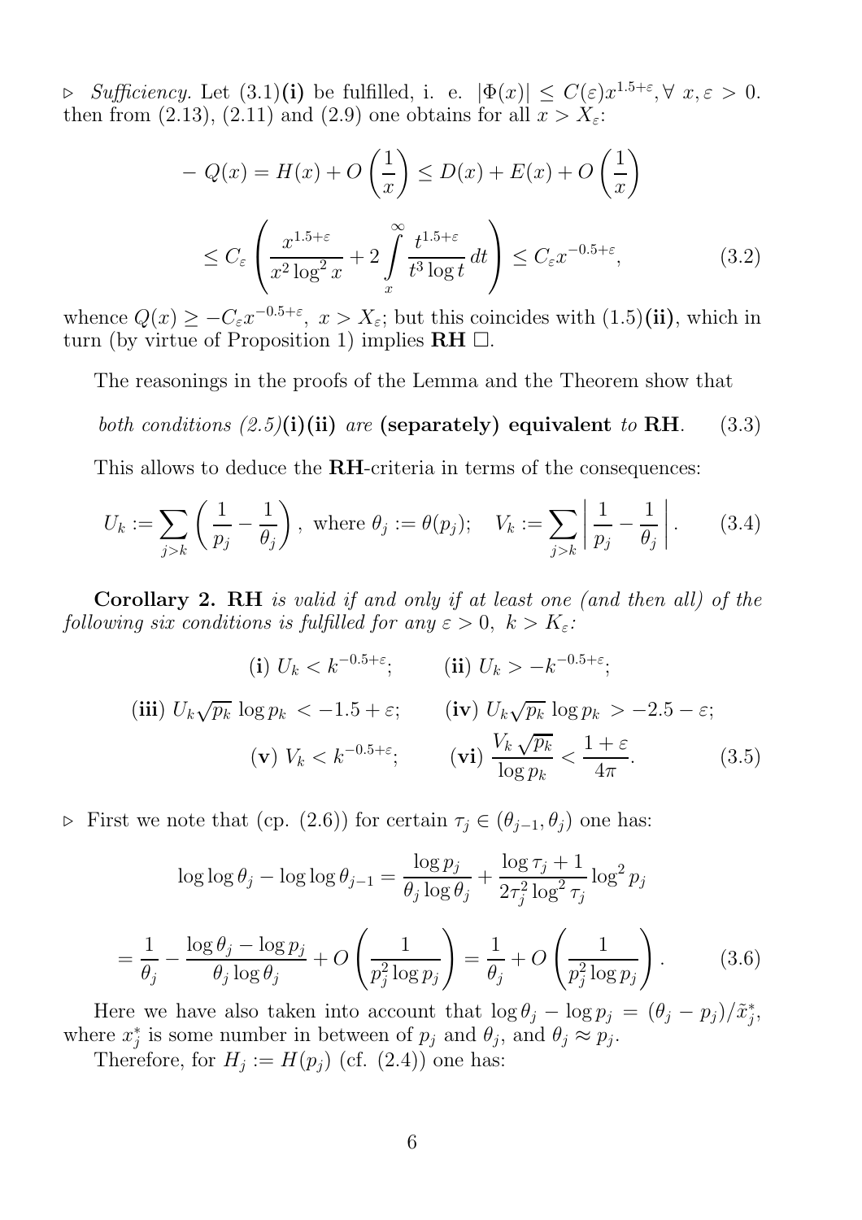$\triangleright$ *Sufficiency.* Let (3.1)**(i)** be fulfilled, i. e. $|\Phi(x)| \le C(\varepsilon)x^{1.5+\varepsilon}, \forall\ x, \varepsilon > 0$. then from (2.13), (2.11) and (2.9) one obtains for all $x > X_\varepsilon$:

$$
\begin{aligned}
-\,Q(x) &= H(x) + O\left(\frac{1}{x}\right) \le D(x) + E(x) + O\left(\frac{1}{x}\right) \\
&\le C_\varepsilon \left( \frac{x^{1.5+\varepsilon}}{x^2 \log^2 x} + 2\int\limits_x^\infty \frac{t^{1.5+\varepsilon}}{t^3 \log t}\, dt \right) \le C_\varepsilon x^{-0.5+\varepsilon}, \qquad (3.2)
\end{aligned}
$$

whence $Q(x) \ge -C_\varepsilon x^{-0.5+\varepsilon},\ x > X_\varepsilon$; but this coincides with (1.5)**(ii)**, which in turn (by virtue of Proposition 1) implies **RH** $\square$.

The reasonings in the proofs of the Lemma and the Theorem show that

$$\textit{both conditions (2.5)}\textbf{(i)(ii)}\ \textit{are}\ \textbf{(separately) equivalent}\ \textit{to}\ \textbf{RH}. \qquad (3.3)$$

This allows to deduce the **RH**-criteria in terms of the consequences:

$$U_k := \sum_{j>k} \left( \frac{1}{p_j} - \frac{1}{\theta_j} \right),\ \text{where } \theta_j := \theta(p_j); \quad V_k := \sum_{j>k} \left| \frac{1}{p_j} - \frac{1}{\theta_j} \right|. \qquad (3.4)$$

**Corollary 2.** **RH** *is valid if and only if at least one (and then all) of the following six conditions is fulfilled for any $\varepsilon > 0,\ k > K_\varepsilon$:*

$$
\begin{gathered}
\textbf{(i)}\ U_k < k^{-0.5+\varepsilon}; \qquad \textbf{(ii)}\ U_k > -k^{-0.5+\varepsilon}; \\
\textbf{(iii)}\ U_k \sqrt{p_k}\, \log p_k\ < -1.5 + \varepsilon; \qquad \textbf{(iv)}\ U_k \sqrt{p_k}\, \log p_k\ > -2.5 - \varepsilon; \\
\textbf{(v)}\ V_k < k^{-0.5+\varepsilon}; \qquad \textbf{(vi)}\ \frac{V_k \sqrt{p_k}}{\log p_k} < \frac{1+\varepsilon}{4\pi}. \qquad (3.5)
\end{gathered}
$$

$\triangleright$ First we note that (cp. (2.6)) for certain $\tau_j \in (\theta_{j-1}, \theta_j)$ one has:

$$\log\log\theta_j - \log\log\theta_{j-1} = \frac{\log p_j}{\theta_j \log\theta_j} + \frac{\log\tau_j + 1}{2\tau_j^2 \log^2 \tau_j} \log^2 p_j$$

$$= \frac{1}{\theta_j} - \frac{\log\theta_j - \log p_j}{\theta_j \log\theta_j} + O\left(\frac{1}{p_j^2 \log p_j}\right) = \frac{1}{\theta_j} + O\left(\frac{1}{p_j^2 \log p_j}\right). \qquad (3.6)$$

Here we have also taken into account that $\log\theta_j - \log p_j = (\theta_j - p_j)/\tilde{x}_j^*$, where $x_j^*$ is some number in between of $p_j$ and $\theta_j$, and $\theta_j \approx p_j$.

Therefore, for $H_j := H(p_j)$ (cf. (2.4)) one has: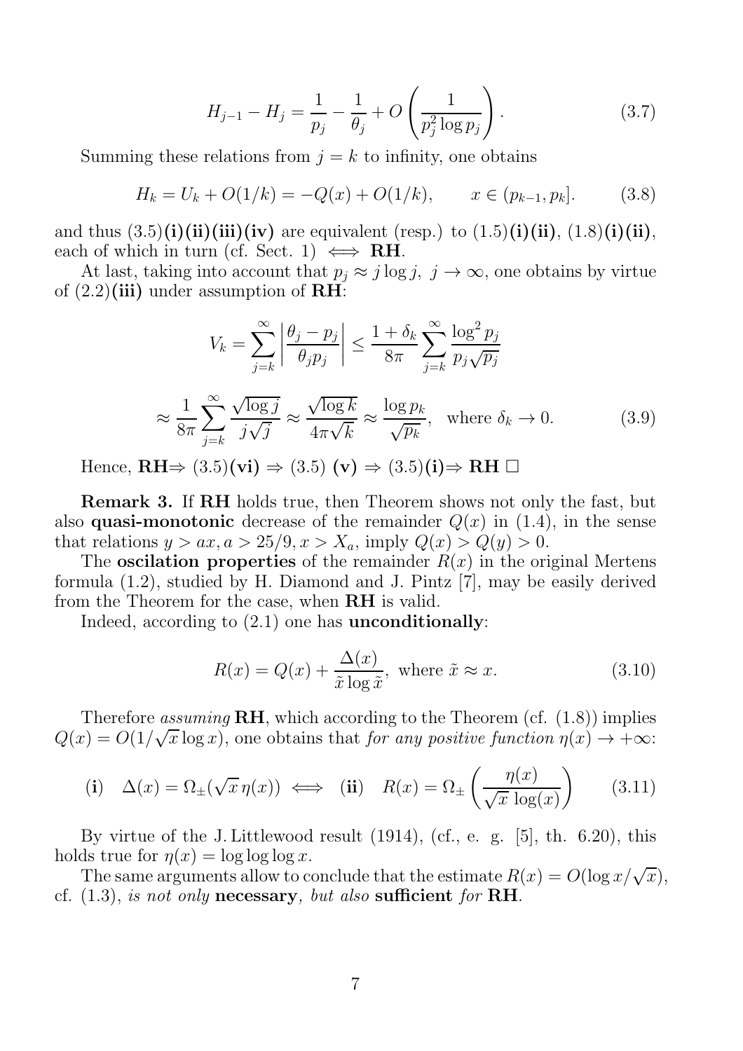$$H_{j-1} - H_j = \frac{1}{p_j} - \frac{1}{\theta_j} + O\left(\frac{1}{p_j^2 \log p_j}\right). \tag{3.7}$$

Summing these relations from $j = k$ to infinity, one obtains

$$H_k = U_k + O(1/k) = -Q(x) + O(1/k), \qquad x \in (p_{k-1}, p_k]. \tag{3.8}$$

and thus (3.5)**(i)(ii)(iii)(iv)** are equivalent (resp.) to (1.5)**(i)(ii)**, (1.8)**(i)(ii)**, each of which in turn (cf. Sect. 1) $\iff$ **RH**.

At last, taking into account that $p_j \approx j \log j,\ j \to \infty$, one obtains by virtue of (2.2)**(iii)** under assumption of **RH**:

$$V_k = \sum_{j=k}^{\infty} \left| \frac{\theta_j - p_j}{\theta_j p_j} \right| \le \frac{1 + \delta_k}{8\pi} \sum_{j=k}^{\infty} \frac{\log^2 p_j}{p_j \sqrt{p_j}}$$

$$\approx \frac{1}{8\pi} \sum_{j=k}^{\infty} \frac{\sqrt{\log j}}{j\sqrt{j}} \approx \frac{\sqrt{\log k}}{4\pi \sqrt{k}} \approx \frac{\log p_k}{\sqrt{p_k}}, \quad \text{where } \delta_k \to 0. \tag{3.9}$$

Hence, **RH**$\Rightarrow$ (3.5)**(vi)** $\Rightarrow$ (3.5) **(v)** $\Rightarrow$ (3.5)**(i)**$\Rightarrow$ **RH** $\Box$

**Remark 3.** If **RH** holds true, then Theorem shows not only the fast, but also **quasi-monotonic** decrease of the remainder $Q(x)$ in (1.4), in the sense that relations $y > ax, a > 25/9, x > X_a$, imply $Q(x) > Q(y) > 0$.

The **oscilation properties** of the remainder $R(x)$ in the original Mertens formula (1.2), studied by H. Diamond and J. Pintz [7], may be easily derived from the Theorem for the case, when **RH** is valid.

Indeed, according to (2.1) one has **unconditionally**:

$$R(x) = Q(x) + \frac{\Delta(x)}{\tilde{x}\log\tilde{x}}, \text{ where } \tilde{x} \approx x. \tag{3.10}$$

Therefore *assuming* **RH**, which according to the Theorem (cf. (1.8)) implies $Q(x) = O(1/\sqrt{x}\log x)$, one obtains that *for any positive function* $\eta(x) \to +\infty$:

$$\textbf{(i)} \quad \Delta(x) = \Omega_{\pm}(\sqrt{x}\,\eta(x)) \iff \textbf{(ii)} \quad R(x) = \Omega_{\pm}\left(\frac{\eta(x)}{\sqrt{x}\,\log(x)}\right) \tag{3.11}$$

By virtue of the J. Littlewood result (1914), (cf., e. g. [5], th. 6.20), this holds true for $\eta(x) = \log\log\log x$.

The same arguments allow to conclude that the estimate $R(x) = O(\log x/\sqrt{x})$, cf. (1.3), *is not only* **necessary**, *but also* **sufficient** *for* **RH**.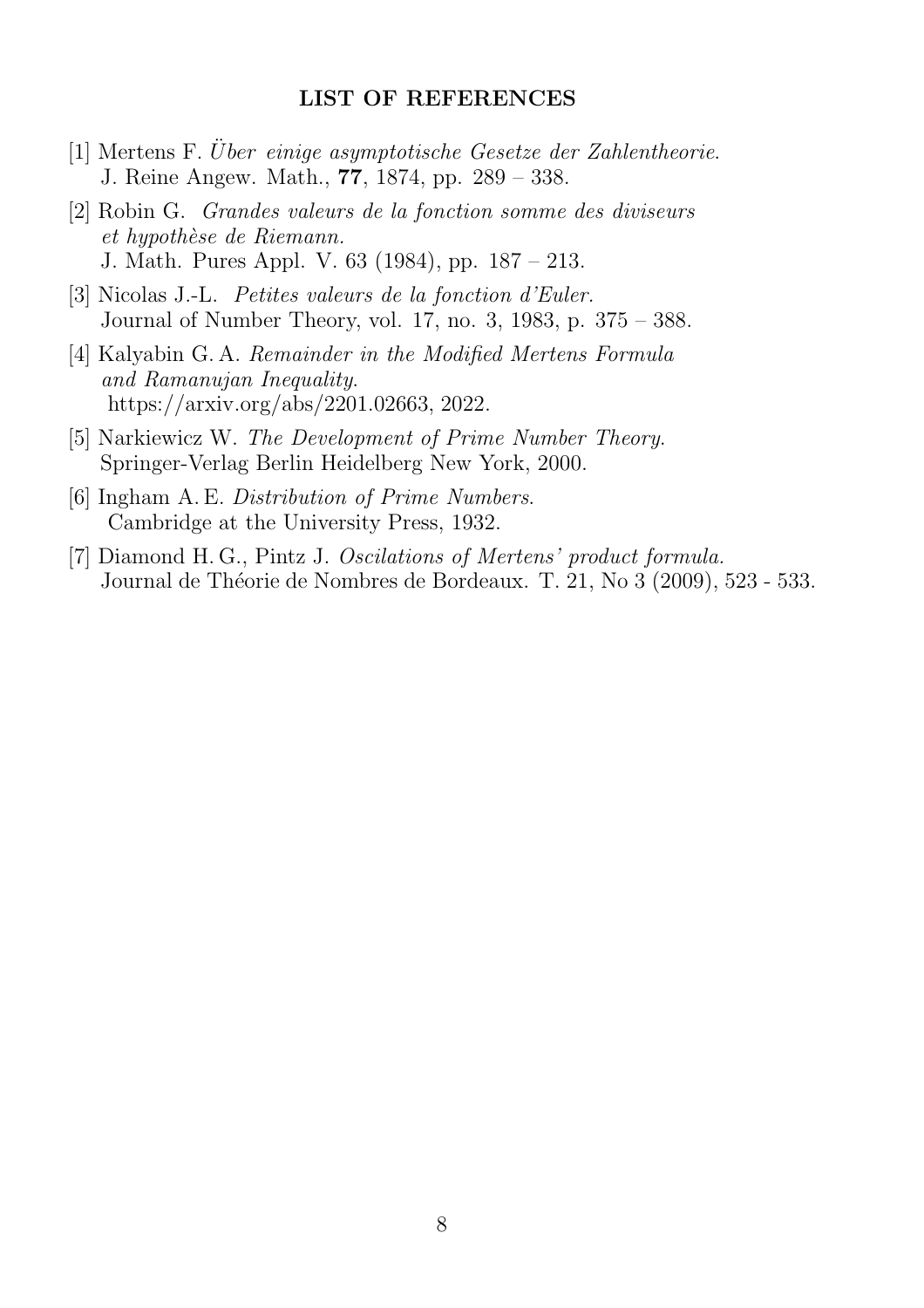## LIST OF REFERENCES

[1] Mertens F. *Über einige asymptotische Gesetze der Zahlentheorie.* J. Reine Angew. Math., **77**, 1874, pp. 289 – 338.

[2] Robin G. *Grandes valeurs de la fonction somme des diviseurs et hypothèse de Riemann.* J. Math. Pures Appl. V. 63 (1984), pp. 187 – 213.

[3] Nicolas J.-L. *Petites valeurs de la fonction d'Euler.* Journal of Number Theory, vol. 17, no. 3, 1983, p. 375 – 388.

[4] Kalyabin G. A. *Remainder in the Modified Mertens Formula and Ramanujan Inequality.* https://arxiv.org/abs/2201.02663, 2022.

[5] Narkiewicz W. *The Development of Prime Number Theory.* Springer-Verlag Berlin Heidelberg New York, 2000.

[6] Ingham A. E. *Distribution of Prime Numbers.* Cambridge at the University Press, 1932.

[7] Diamond H. G., Pintz J. *Oscilations of Mertens' product formula.* Journal de Théorie de Nombres de Bordeaux. T. 21, No 3 (2009), 523 - 533.